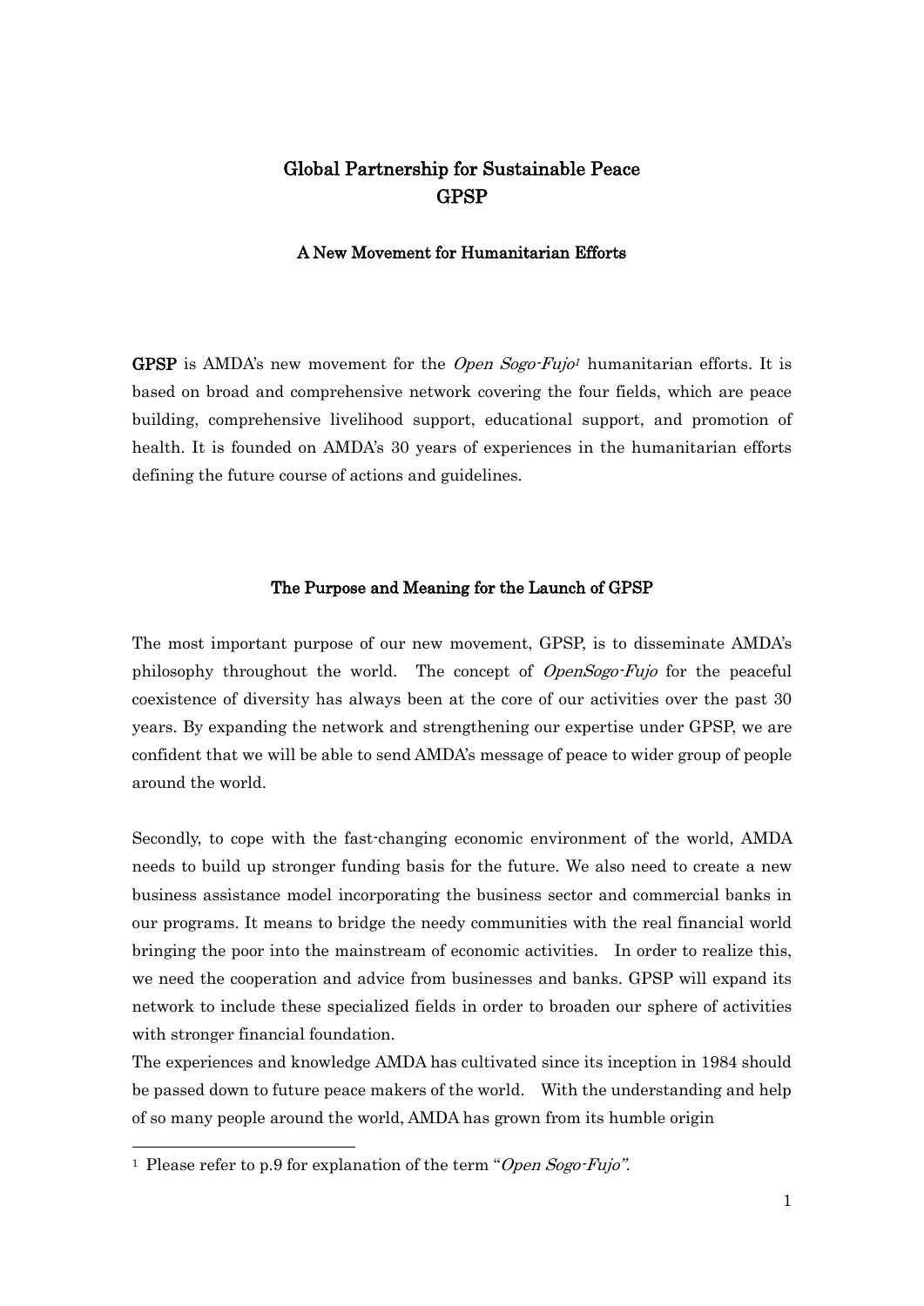# Global Partnership for Sustainable Peace
# GPSP

## A New Movement for Humanitarian Efforts

**GPSP** is AMDA's new movement for the *Open Sogo-Fujo*[1] humanitarian efforts. It is based on broad and comprehensive network covering the four fields, which are peace building, comprehensive livelihood support, educational support, and promotion of health. It is founded on AMDA's 30 years of experiences in the humanitarian efforts defining the future course of actions and guidelines.

## The Purpose and Meaning for the Launch of GPSP

The most important purpose of our new movement, GPSP, is to disseminate AMDA's philosophy throughout the world. The concept of *OpenSogo-Fujo* for the peaceful coexistence of diversity has always been at the core of our activities over the past 30 years. By expanding the network and strengthening our expertise under GPSP, we are confident that we will be able to send AMDA's message of peace to wider group of people around the world.

Secondly, to cope with the fast-changing economic environment of the world, AMDA needs to build up stronger funding basis for the future. We also need to create a new business assistance model incorporating the business sector and commercial banks in our programs. It means to bridge the needy communities with the real financial world bringing the poor into the mainstream of economic activities. In order to realize this, we need the cooperation and advice from businesses and banks. GPSP will expand its network to include these specialized fields in order to broaden our sphere of activities with stronger financial foundation.

The experiences and knowledge AMDA has cultivated since its inception in 1984 should be passed down to future peace makers of the world. With the understanding and help of so many people around the world, AMDA has grown from its humble origin

---

[1] Please refer to p.9 for explanation of the term "*Open Sogo-Fujo".*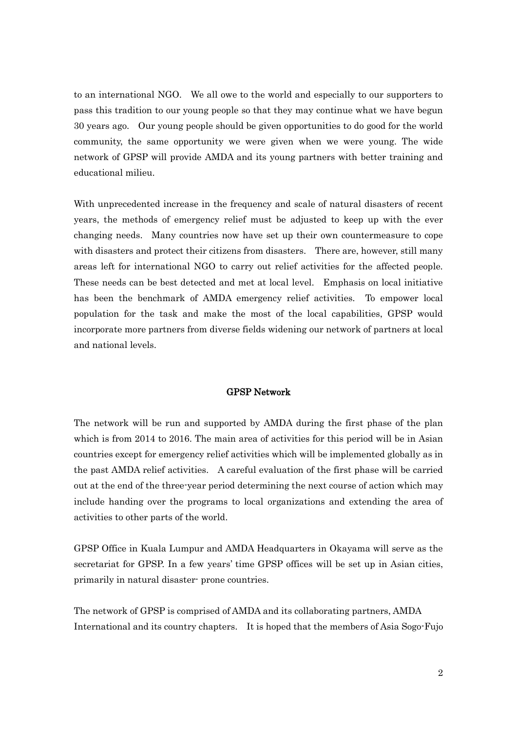to an international NGO. We all owe to the world and especially to our supporters to pass this tradition to our young people so that they may continue what we have begun 30 years ago. Our young people should be given opportunities to do good for the world community, the same opportunity we were given when we were young. The wide network of GPSP will provide AMDA and its young partners with better training and educational milieu.

With unprecedented increase in the frequency and scale of natural disasters of recent years, the methods of emergency relief must be adjusted to keep up with the ever changing needs. Many countries now have set up their own countermeasure to cope with disasters and protect their citizens from disasters. There are, however, still many areas left for international NGO to carry out relief activities for the affected people. These needs can be best detected and met at local level. Emphasis on local initiative has been the benchmark of AMDA emergency relief activities. To empower local population for the task and make the most of the local capabilities, GPSP would incorporate more partners from diverse fields widening our network of partners at local and national levels.

## GPSP Network

The network will be run and supported by AMDA during the first phase of the plan which is from 2014 to 2016. The main area of activities for this period will be in Asian countries except for emergency relief activities which will be implemented globally as in the past AMDA relief activities. A careful evaluation of the first phase will be carried out at the end of the three-year period determining the next course of action which may include handing over the programs to local organizations and extending the area of activities to other parts of the world.

GPSP Office in Kuala Lumpur and AMDA Headquarters in Okayama will serve as the secretariat for GPSP. In a few years' time GPSP offices will be set up in Asian cities, primarily in natural disaster- prone countries.

The network of GPSP is comprised of AMDA and its collaborating partners, AMDA International and its country chapters. It is hoped that the members of Asia Sogo-Fujo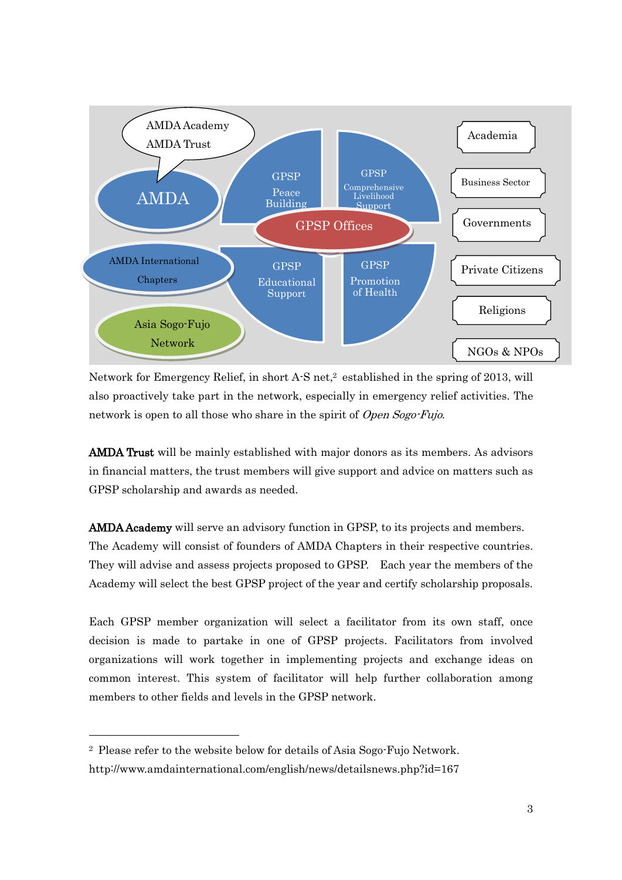AMDA Academy
AMDA Trust

AMDA

GPSP Peace Building

GPSP Comprehensive Livelihood Support

GPSP Offices

AMDA International Chapters

GPSP Educational Support

GPSP Promotion of Health

Asia Sogo-Fujo Network

Academia

Business Sector

Governments

Private Citizens

Religions

NGOs & NPOs

Network for Emergency Relief, in short A-S net,[2] established in the spring of 2013, will also proactively take part in the network, especially in emergency relief activities. The network is open to all those who share in the spirit of *Open Sogo-Fujo*.

**AMDA Trust** will be mainly established with major donors as its members. As advisors in financial matters, the trust members will give support and advice on matters such as GPSP scholarship and awards as needed.

**AMDA Academy** will serve an advisory function in GPSP, to its projects and members. The Academy will consist of founders of AMDA Chapters in their respective countries. They will advise and assess projects proposed to GPSP. Each year the members of the Academy will select the best GPSP project of the year and certify scholarship proposals.

Each GPSP member organization will select a facilitator from its own staff, once decision is made to partake in one of GPSP projects. Facilitators from involved organizations will work together in implementing projects and exchange ideas on common interest. This system of facilitator will help further collaboration among members to other fields and levels in the GPSP network.

---

[2] Please refer to the website below for details of Asia Sogo-Fujo Network. http://www.amdainternational.com/english/news/detailsnews.php?id=167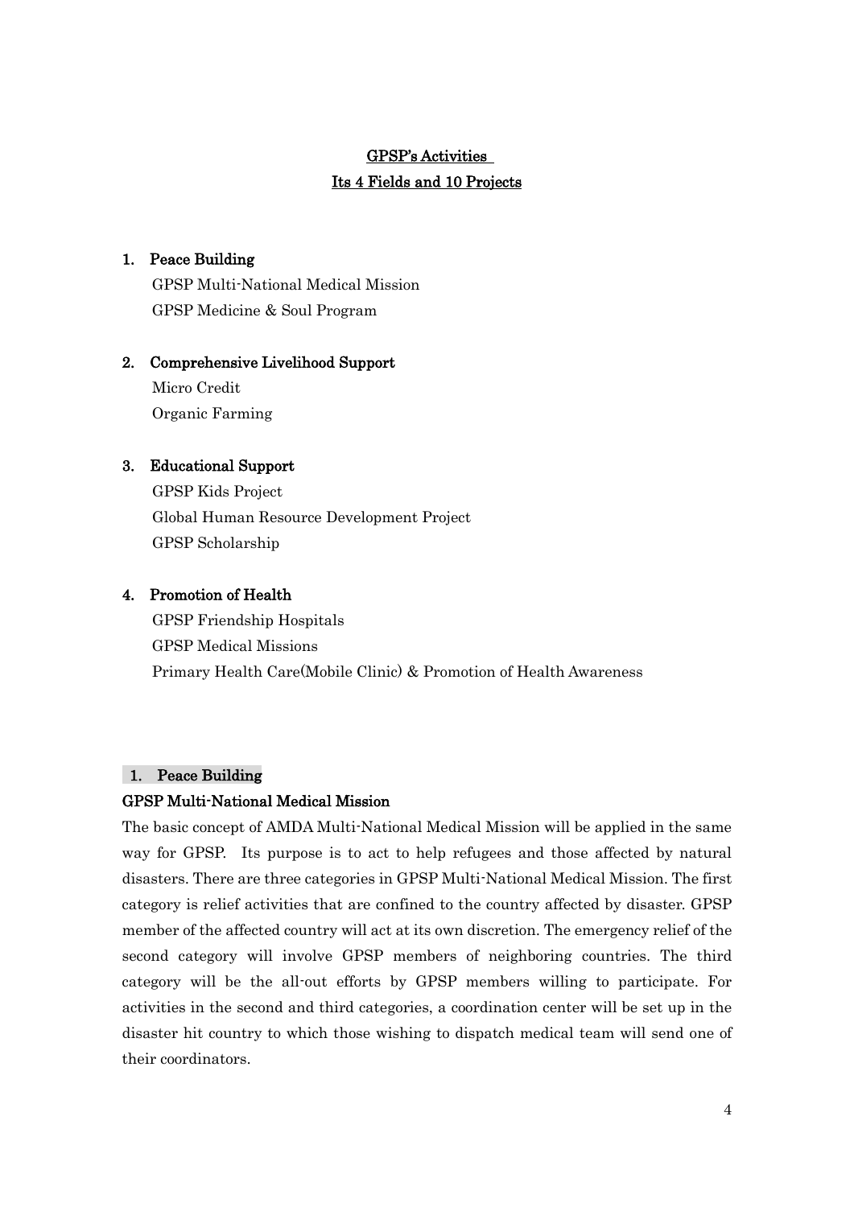## GPSP's Activities

## Its 4 Fields and 10 Projects

1. **Peace Building**
   GPSP Multi-National Medical Mission
   GPSP Medicine & Soul Program

2. **Comprehensive Livelihood Support**
   Micro Credit
   Organic Farming

3. **Educational Support**
   GPSP Kids Project
   Global Human Resource Development Project
   GPSP Scholarship

4. **Promotion of Health**
   GPSP Friendship Hospitals
   GPSP Medical Missions
   Primary Health Care(Mobile Clinic) & Promotion of Health Awareness

### 1. Peace Building

#### GPSP Multi-National Medical Mission

The basic concept of AMDA Multi-National Medical Mission will be applied in the same way for GPSP. Its purpose is to act to help refugees and those affected by natural disasters. There are three categories in GPSP Multi-National Medical Mission. The first category is relief activities that are confined to the country affected by disaster. GPSP member of the affected country will act at its own discretion. The emergency relief of the second category will involve GPSP members of neighboring countries. The third category will be the all-out efforts by GPSP members willing to participate. For activities in the second and third categories, a coordination center will be set up in the disaster hit country to which those wishing to dispatch medical team will send one of their coordinators.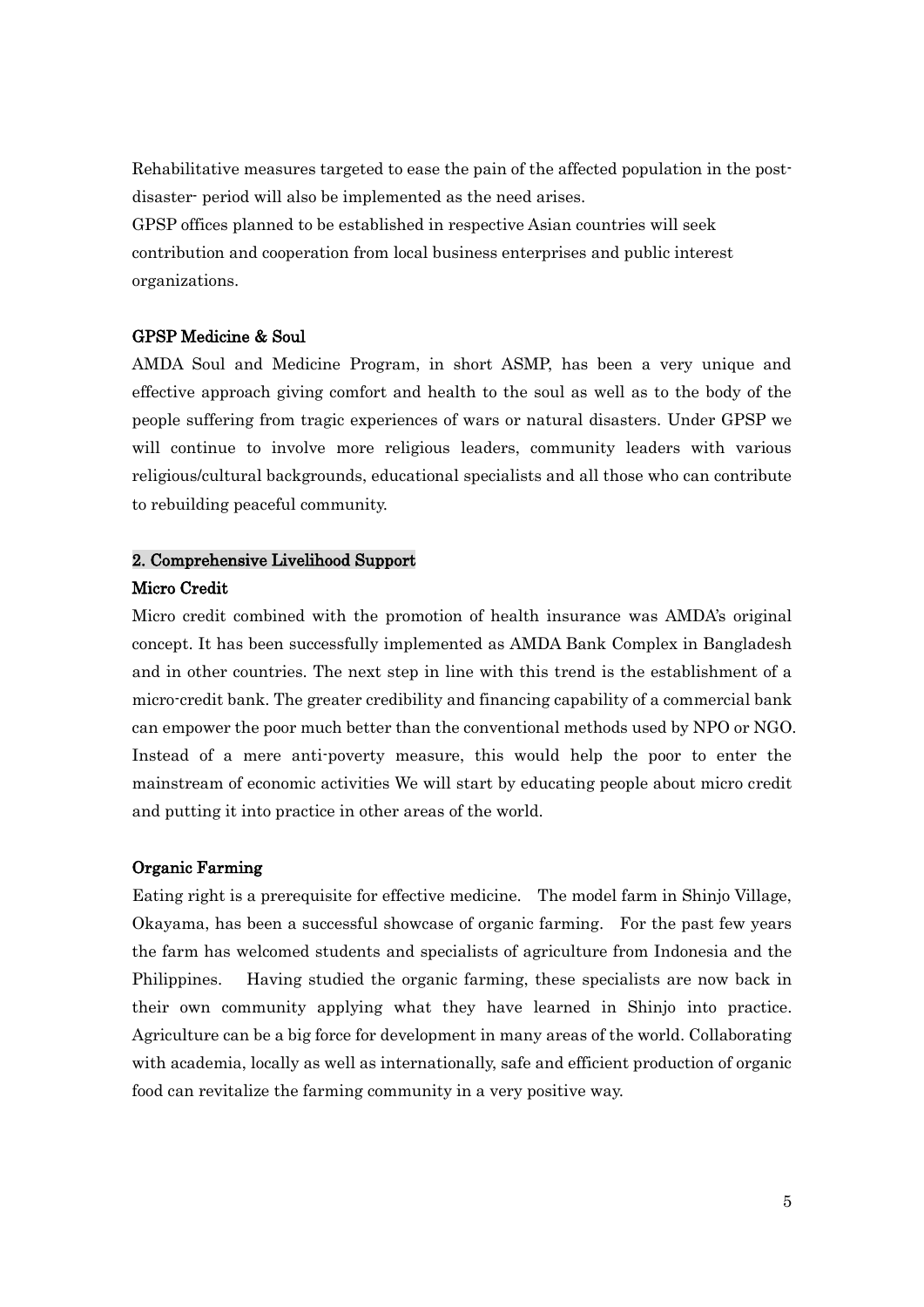Rehabilitative measures targeted to ease the pain of the affected population in the post-disaster- period will also be implemented as the need arises.

GPSP offices planned to be established in respective Asian countries will seek contribution and cooperation from local business enterprises and public interest organizations.

### GPSP Medicine & Soul

AMDA Soul and Medicine Program, in short ASMP, has been a very unique and effective approach giving comfort and health to the soul as well as to the body of the people suffering from tragic experiences of wars or natural disasters. Under GPSP we will continue to involve more religious leaders, community leaders with various religious/cultural backgrounds, educational specialists and all those who can contribute to rebuilding peaceful community.

## 2. Comprehensive Livelihood Support

### Micro Credit

Micro credit combined with the promotion of health insurance was AMDA's original concept. It has been successfully implemented as AMDA Bank Complex in Bangladesh and in other countries. The next step in line with this trend is the establishment of a micro-credit bank. The greater credibility and financing capability of a commercial bank can empower the poor much better than the conventional methods used by NPO or NGO. Instead of a mere anti-poverty measure, this would help the poor to enter the mainstream of economic activities We will start by educating people about micro credit and putting it into practice in other areas of the world.

### Organic Farming

Eating right is a prerequisite for effective medicine. The model farm in Shinjo Village, Okayama, has been a successful showcase of organic farming. For the past few years the farm has welcomed students and specialists of agriculture from Indonesia and the Philippines. Having studied the organic farming, these specialists are now back in their own community applying what they have learned in Shinjo into practice. Agriculture can be a big force for development in many areas of the world. Collaborating with academia, locally as well as internationally, safe and efficient production of organic food can revitalize the farming community in a very positive way.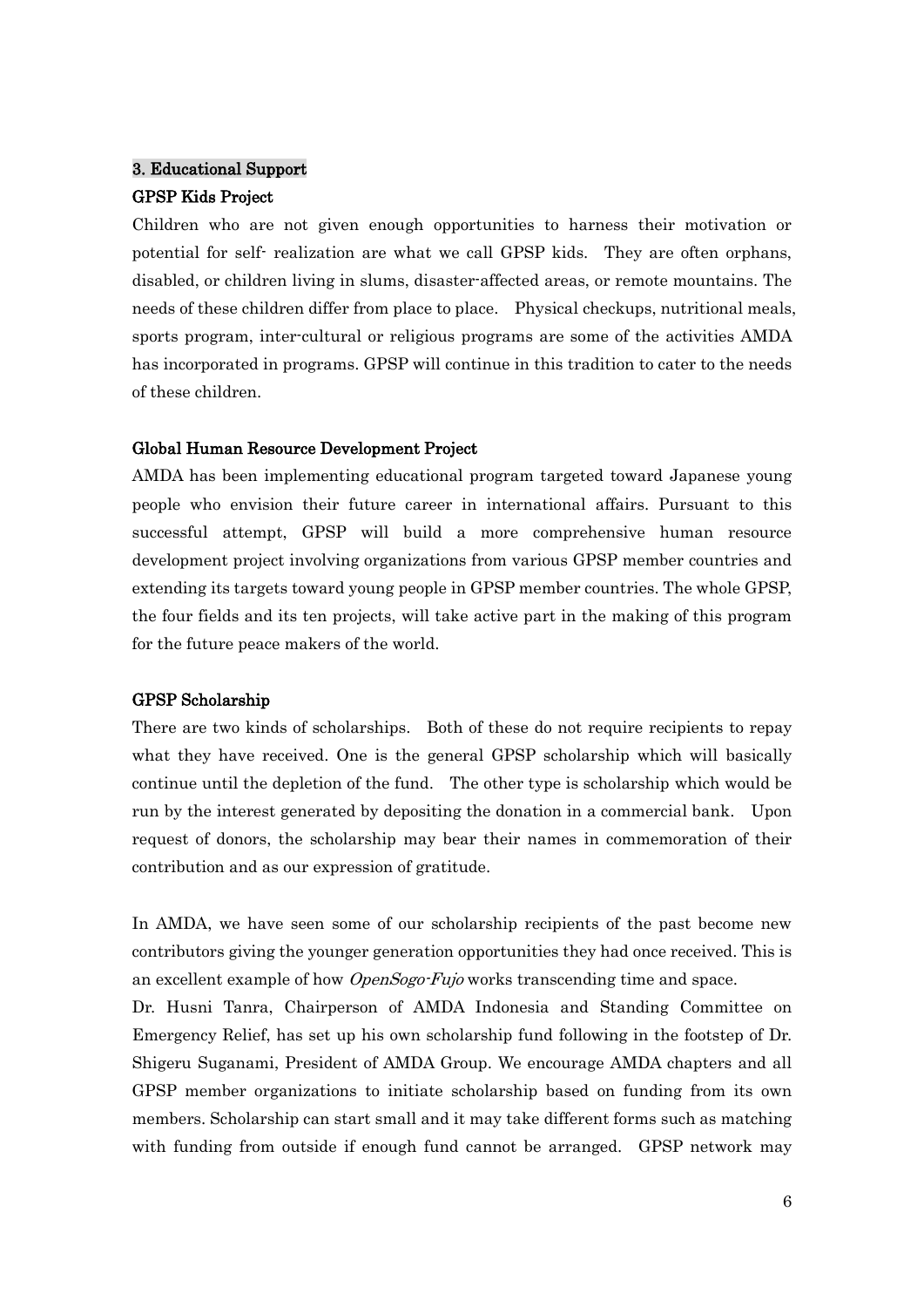## 3. Educational Support

### GPSP Kids Project

Children who are not given enough opportunities to harness their motivation or potential for self- realization are what we call GPSP kids. They are often orphans, disabled, or children living in slums, disaster-affected areas, or remote mountains. The needs of these children differ from place to place. Physical checkups, nutritional meals, sports program, inter-cultural or religious programs are some of the activities AMDA has incorporated in programs. GPSP will continue in this tradition to cater to the needs of these children.

### Global Human Resource Development Project

AMDA has been implementing educational program targeted toward Japanese young people who envision their future career in international affairs. Pursuant to this successful attempt, GPSP will build a more comprehensive human resource development project involving organizations from various GPSP member countries and extending its targets toward young people in GPSP member countries. The whole GPSP, the four fields and its ten projects, will take active part in the making of this program for the future peace makers of the world.

### GPSP Scholarship

There are two kinds of scholarships. Both of these do not require recipients to repay what they have received. One is the general GPSP scholarship which will basically continue until the depletion of the fund. The other type is scholarship which would be run by the interest generated by depositing the donation in a commercial bank. Upon request of donors, the scholarship may bear their names in commemoration of their contribution and as our expression of gratitude.

In AMDA, we have seen some of our scholarship recipients of the past become new contributors giving the younger generation opportunities they had once received. This is an excellent example of how *OpenSogo-Fujo* works transcending time and space.

Dr. Husni Tanra, Chairperson of AMDA Indonesia and Standing Committee on Emergency Relief, has set up his own scholarship fund following in the footstep of Dr. Shigeru Suganami, President of AMDA Group. We encourage AMDA chapters and all GPSP member organizations to initiate scholarship based on funding from its own members. Scholarship can start small and it may take different forms such as matching with funding from outside if enough fund cannot be arranged. GPSP network may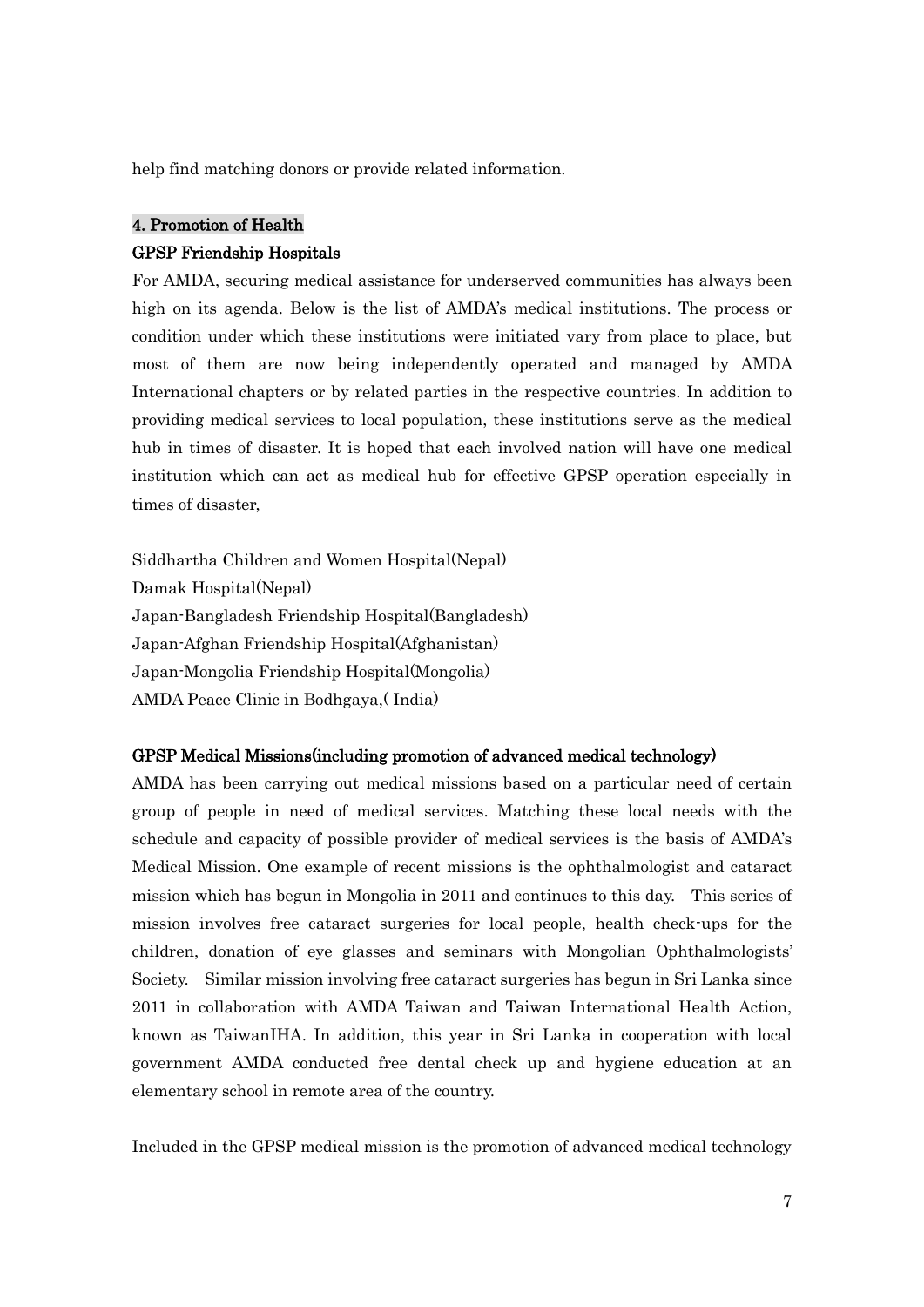help find matching donors or provide related information.

## 4. Promotion of Health

### GPSP Friendship Hospitals

For AMDA, securing medical assistance for underserved communities has always been high on its agenda. Below is the list of AMDA's medical institutions. The process or condition under which these institutions were initiated vary from place to place, but most of them are now being independently operated and managed by AMDA International chapters or by related parties in the respective countries. In addition to providing medical services to local population, these institutions serve as the medical hub in times of disaster. It is hoped that each involved nation will have one medical institution which can act as medical hub for effective GPSP operation especially in times of disaster,

Siddhartha Children and Women Hospital(Nepal)
Damak Hospital(Nepal)
Japan-Bangladesh Friendship Hospital(Bangladesh)
Japan-Afghan Friendship Hospital(Afghanistan)
Japan-Mongolia Friendship Hospital(Mongolia)
AMDA Peace Clinic in Bodhgaya,( India)

### GPSP Medical Missions(including promotion of advanced medical technology)

AMDA has been carrying out medical missions based on a particular need of certain group of people in need of medical services. Matching these local needs with the schedule and capacity of possible provider of medical services is the basis of AMDA's Medical Mission. One example of recent missions is the ophthalmologist and cataract mission which has begun in Mongolia in 2011 and continues to this day. This series of mission involves free cataract surgeries for local people, health check-ups for the children, donation of eye glasses and seminars with Mongolian Ophthalmologists' Society. Similar mission involving free cataract surgeries has begun in Sri Lanka since 2011 in collaboration with AMDA Taiwan and Taiwan International Health Action, known as TaiwanIHA. In addition, this year in Sri Lanka in cooperation with local government AMDA conducted free dental check up and hygiene education at an elementary school in remote area of the country.

Included in the GPSP medical mission is the promotion of advanced medical technology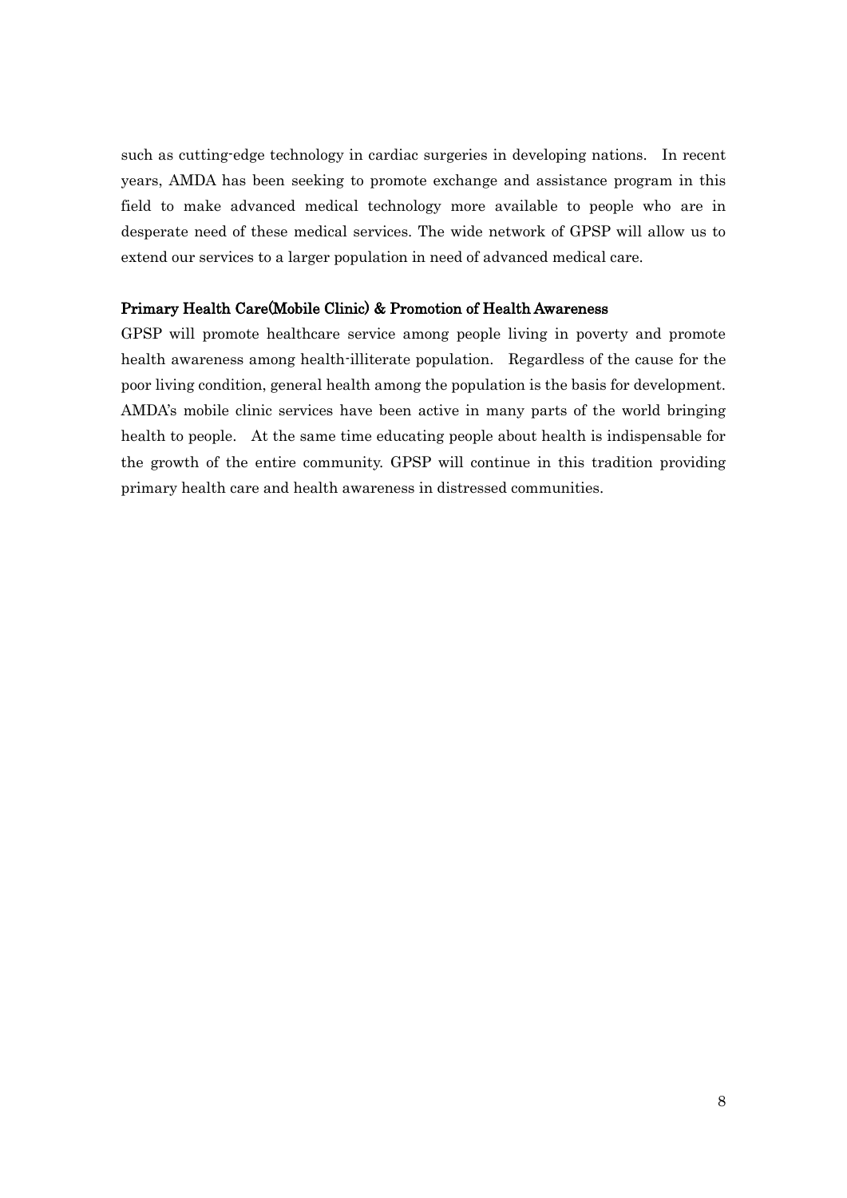such as cutting-edge technology in cardiac surgeries in developing nations. In recent years, AMDA has been seeking to promote exchange and assistance program in this field to make advanced medical technology more available to people who are in desperate need of these medical services. The wide network of GPSP will allow us to extend our services to a larger population in need of advanced medical care.

**Primary Health Care(Mobile Clinic) & Promotion of Health Awareness**

GPSP will promote healthcare service among people living in poverty and promote health awareness among health-illiterate population. Regardless of the cause for the poor living condition, general health among the population is the basis for development. AMDA's mobile clinic services have been active in many parts of the world bringing health to people. At the same time educating people about health is indispensable for the growth of the entire community. GPSP will continue in this tradition providing primary health care and health awareness in distressed communities.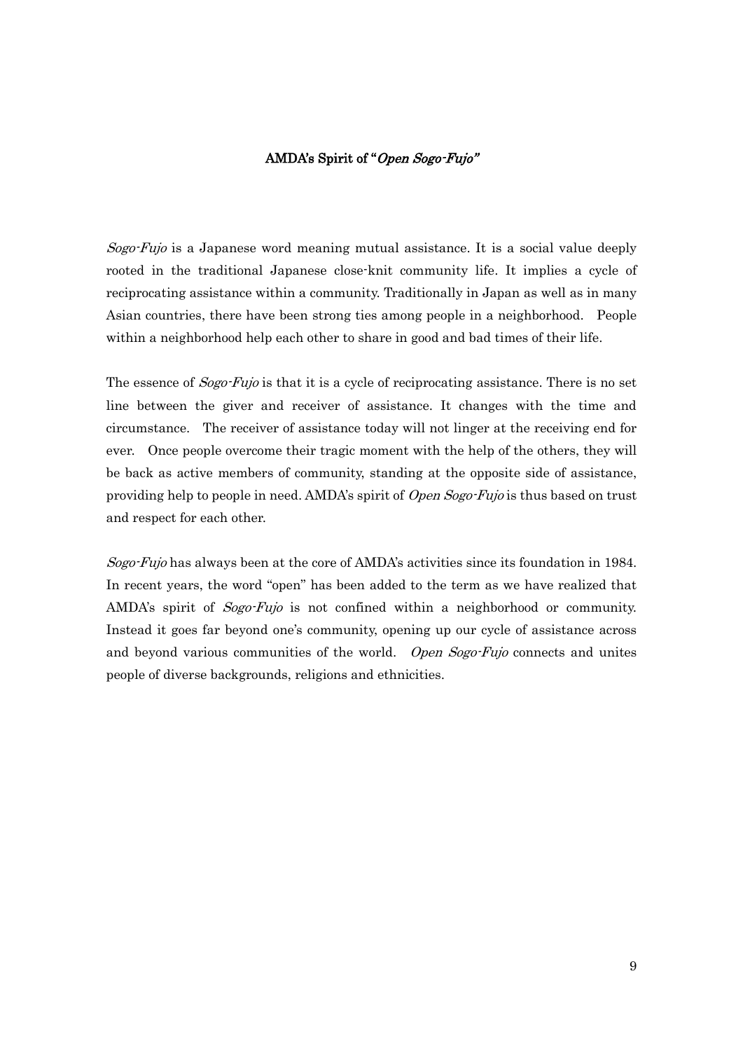## AMDA's Spirit of "*Open Sogo-Fujo*"

*Sogo-Fujo* is a Japanese word meaning mutual assistance. It is a social value deeply rooted in the traditional Japanese close-knit community life. It implies a cycle of reciprocating assistance within a community. Traditionally in Japan as well as in many Asian countries, there have been strong ties among people in a neighborhood. People within a neighborhood help each other to share in good and bad times of their life.

The essence of *Sogo-Fujo* is that it is a cycle of reciprocating assistance. There is no set line between the giver and receiver of assistance. It changes with the time and circumstance. The receiver of assistance today will not linger at the receiving end for ever. Once people overcome their tragic moment with the help of the others, they will be back as active members of community, standing at the opposite side of assistance, providing help to people in need. AMDA's spirit of *Open Sogo-Fujo* is thus based on trust and respect for each other.

*Sogo-Fujo* has always been at the core of AMDA's activities since its foundation in 1984. In recent years, the word "open" has been added to the term as we have realized that AMDA's spirit of *Sogo-Fujo* is not confined within a neighborhood or community. Instead it goes far beyond one's community, opening up our cycle of assistance across and beyond various communities of the world. *Open Sogo-Fujo* connects and unites people of diverse backgrounds, religions and ethnicities.